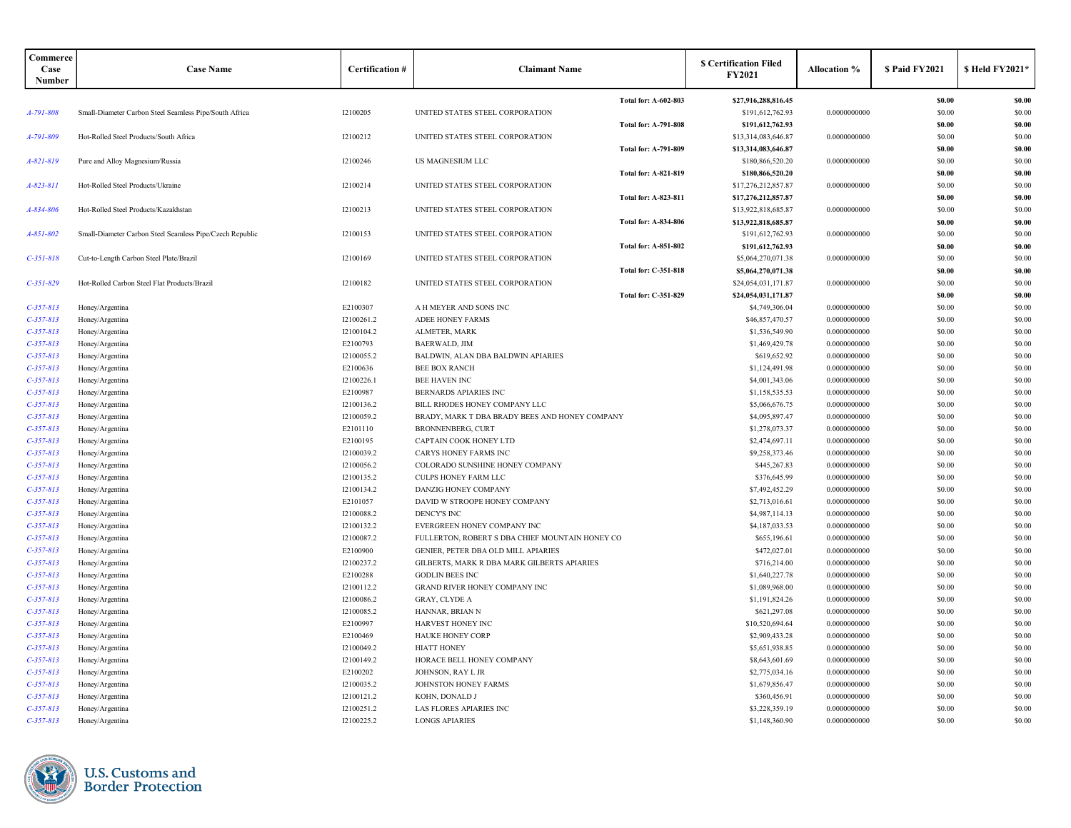| Commerce Case Number | Case Name | Certification # | Claimant Name | $ Certification Filed FY2021 | Allocation % | $ Paid FY2021 | $ Held FY2021* |
|---|---|---|---|---|---|---|---|
| | | | **Total for: A-602-803** | **$27,916,288,816.45** | | **$0.00** | **$0.00** |
| A-791-808 | Small-Diameter Carbon Steel Seamless Pipe/South Africa | I2100205 | UNITED STATES STEEL CORPORATION | $191,612,762.93 | 0.0000000000 | $0.00 | $0.00 |
| | | | **Total for: A-791-808** | **$191,612,762.93** | | **$0.00** | **$0.00** |
| A-791-809 | Hot-Rolled Steel Products/South Africa | I2100212 | UNITED STATES STEEL CORPORATION | $13,314,083,646.87 | 0.0000000000 | $0.00 | $0.00 |
| | | | **Total for: A-791-809** | **$13,314,083,646.87** | | **$0.00** | **$0.00** |
| A-821-819 | Pure and Alloy Magnesium/Russia | I2100246 | US MAGNESIUM LLC | $180,866,520.20 | 0.0000000000 | $0.00 | $0.00 |
| | | | **Total for: A-821-819** | **$180,866,520.20** | | **$0.00** | **$0.00** |
| A-823-811 | Hot-Rolled Steel Products/Ukraine | I2100214 | UNITED STATES STEEL CORPORATION | $17,276,212,857.87 | 0.0000000000 | $0.00 | $0.00 |
| | | | **Total for: A-823-811** | **$17,276,212,857.87** | | **$0.00** | **$0.00** |
| A-834-806 | Hot-Rolled Steel Products/Kazakhstan | I2100213 | UNITED STATES STEEL CORPORATION | $13,922,818,685.87 | 0.0000000000 | $0.00 | $0.00 |
| | | | **Total for: A-834-806** | **$13,922,818,685.87** | | **$0.00** | **$0.00** |
| A-851-802 | Small-Diameter Carbon Steel Seamless Pipe/Czech Republic | I2100153 | UNITED STATES STEEL CORPORATION | $191,612,762.93 | 0.0000000000 | $0.00 | $0.00 |
| | | | **Total for: A-851-802** | **$191,612,762.93** | | **$0.00** | **$0.00** |
| C-351-818 | Cut-to-Length Carbon Steel Plate/Brazil | I2100169 | UNITED STATES STEEL CORPORATION | $5,064,270,071.38 | 0.0000000000 | $0.00 | $0.00 |
| | | | **Total for: C-351-818** | **$5,064,270,071.38** | | **$0.00** | **$0.00** |
| C-351-829 | Hot-Rolled Carbon Steel Flat Products/Brazil | I2100182 | UNITED STATES STEEL CORPORATION | $24,054,031,171.87 | 0.0000000000 | $0.00 | $0.00 |
| | | | **Total for: C-351-829** | **$24,054,031,171.87** | | **$0.00** | **$0.00** |
| C-357-813 | Honey/Argentina | E2100307 | A H MEYER AND SONS INC | $4,749,306.04 | 0.0000000000 | $0.00 | $0.00 |
| C-357-813 | Honey/Argentina | I2100261.2 | ADEE HONEY FARMS | $46,857,470.57 | 0.0000000000 | $0.00 | $0.00 |
| C-357-813 | Honey/Argentina | I2100104.2 | ALMETER, MARK | $1,536,549.90 | 0.0000000000 | $0.00 | $0.00 |
| C-357-813 | Honey/Argentina | E2100793 | BAERWALD, JIM | $1,469,429.78 | 0.0000000000 | $0.00 | $0.00 |
| C-357-813 | Honey/Argentina | I2100055.2 | BALDWIN, ALAN DBA BALDWIN APIARIES | $619,652.92 | 0.0000000000 | $0.00 | $0.00 |
| C-357-813 | Honey/Argentina | E2100636 | BEE BOX RANCH | $1,124,491.98 | 0.0000000000 | $0.00 | $0.00 |
| C-357-813 | Honey/Argentina | I2100226.1 | BEE HAVEN INC | $4,001,343.06 | 0.0000000000 | $0.00 | $0.00 |
| C-357-813 | Honey/Argentina | E2100987 | BERNARDS APIARIES INC | $1,158,535.53 | 0.0000000000 | $0.00 | $0.00 |
| C-357-813 | Honey/Argentina | I2100136.2 | BILL RHODES HONEY COMPANY LLC | $5,066,676.75 | 0.0000000000 | $0.00 | $0.00 |
| C-357-813 | Honey/Argentina | I2100059.2 | BRADY, MARK T DBA BRADY BEES AND HONEY COMPANY | $4,095,897.47 | 0.0000000000 | $0.00 | $0.00 |
| C-357-813 | Honey/Argentina | E2101110 | BRONNENBERG, CURT | $1,278,073.37 | 0.0000000000 | $0.00 | $0.00 |
| C-357-813 | Honey/Argentina | E2100195 | CAPTAIN COOK HONEY LTD | $2,474,697.11 | 0.0000000000 | $0.00 | $0.00 |
| C-357-813 | Honey/Argentina | I2100039.2 | CARYS HONEY FARMS INC | $9,258,373.46 | 0.0000000000 | $0.00 | $0.00 |
| C-357-813 | Honey/Argentina | I2100056.2 | COLORADO SUNSHINE HONEY COMPANY | $445,267.83 | 0.0000000000 | $0.00 | $0.00 |
| C-357-813 | Honey/Argentina | I2100135.2 | CULPS HONEY FARM LLC | $376,645.99 | 0.0000000000 | $0.00 | $0.00 |
| C-357-813 | Honey/Argentina | I2100134.2 | DANZIG HONEY COMPANY | $7,492,452.29 | 0.0000000000 | $0.00 | $0.00 |
| C-357-813 | Honey/Argentina | E2101057 | DAVID W STROOPE HONEY COMPANY | $2,713,016.61 | 0.0000000000 | $0.00 | $0.00 |
| C-357-813 | Honey/Argentina | I2100088.2 | DENCY'S INC | $4,987,114.13 | 0.0000000000 | $0.00 | $0.00 |
| C-357-813 | Honey/Argentina | I2100132.2 | EVERGREEN HONEY COMPANY INC | $4,187,033.53 | 0.0000000000 | $0.00 | $0.00 |
| C-357-813 | Honey/Argentina | I2100087.2 | FULLERTON, ROBERT S DBA CHIEF MOUNTAIN HONEY CO | $655,196.61 | 0.0000000000 | $0.00 | $0.00 |
| C-357-813 | Honey/Argentina | E2100900 | GENIER, PETER DBA OLD MILL APIARIES | $472,027.01 | 0.0000000000 | $0.00 | $0.00 |
| C-357-813 | Honey/Argentina | I2100237.2 | GILBERTS, MARK R DBA MARK GILBERTS APIARIES | $716,214.00 | 0.0000000000 | $0.00 | $0.00 |
| C-357-813 | Honey/Argentina | E2100288 | GODLIN BEES INC | $1,640,227.78 | 0.0000000000 | $0.00 | $0.00 |
| C-357-813 | Honey/Argentina | I2100112.2 | GRAND RIVER HONEY COMPANY INC | $1,089,968.00 | 0.0000000000 | $0.00 | $0.00 |
| C-357-813 | Honey/Argentina | I2100086.2 | GRAY, CLYDE A | $1,191,824.26 | 0.0000000000 | $0.00 | $0.00 |
| C-357-813 | Honey/Argentina | I2100085.2 | HANNAR, BRIAN N | $621,297.08 | 0.0000000000 | $0.00 | $0.00 |
| C-357-813 | Honey/Argentina | E2100997 | HARVEST HONEY INC | $10,520,694.64 | 0.0000000000 | $0.00 | $0.00 |
| C-357-813 | Honey/Argentina | E2100469 | HAUKE HONEY CORP | $2,909,433.28 | 0.0000000000 | $0.00 | $0.00 |
| C-357-813 | Honey/Argentina | I2100049.2 | HIATT HONEY | $5,651,938.85 | 0.0000000000 | $0.00 | $0.00 |
| C-357-813 | Honey/Argentina | I2100149.2 | HORACE BELL HONEY COMPANY | $8,643,601.69 | 0.0000000000 | $0.00 | $0.00 |
| C-357-813 | Honey/Argentina | E2100202 | JOHNSON, RAY L JR | $2,775,034.16 | 0.0000000000 | $0.00 | $0.00 |
| C-357-813 | Honey/Argentina | I2100035.2 | JOHNSTON HONEY FARMS | $1,679,856.47 | 0.0000000000 | $0.00 | $0.00 |
| C-357-813 | Honey/Argentina | I2100121.2 | KOHN, DONALD J | $360,456.91 | 0.0000000000 | $0.00 | $0.00 |
| C-357-813 | Honey/Argentina | I2100251.2 | LAS FLORES APIARIES INC | $3,228,359.19 | 0.0000000000 | $0.00 | $0.00 |
| C-357-813 | Honey/Argentina | I2100225.2 | LONGS APIARIES | $1,148,360.90 | 0.0000000000 | $0.00 | $0.00 |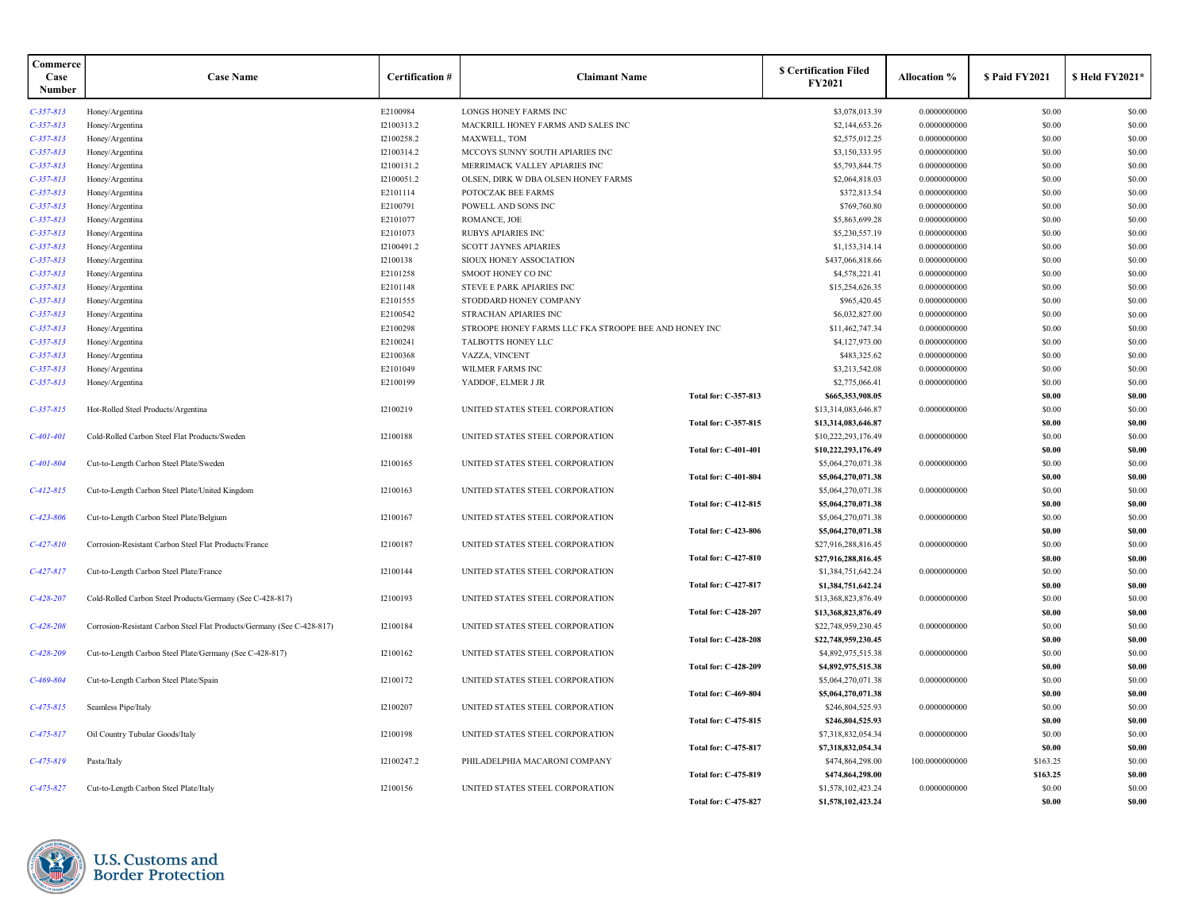| Commerce Case Number | Case Name | Certification # | Claimant Name | $ Certification Filed FY2021 | Allocation % | $ Paid FY2021 | $ Held FY2021* |
|---|---|---|---|---|---|---|---|
| C-357-813 | Honey/Argentina | E2100984 | LONGS HONEY FARMS INC | $3,078,013.39 | 0.0000000000 | $0.00 | $0.00 |
| C-357-813 | Honey/Argentina | I2100313.2 | MACKRILL HONEY FARMS AND SALES INC | $2,144,653.26 | 0.0000000000 | $0.00 | $0.00 |
| C-357-813 | Honey/Argentina | I2100258.2 | MAXWELL, TOM | $2,575,012.25 | 0.0000000000 | $0.00 | $0.00 |
| C-357-813 | Honey/Argentina | I2100314.2 | MCCOYS SUNNY SOUTH APIARIES INC | $3,150,333.95 | 0.0000000000 | $0.00 | $0.00 |
| C-357-813 | Honey/Argentina | I2100131.2 | MERRIMACK VALLEY APIARIES INC | $5,793,844.75 | 0.0000000000 | $0.00 | $0.00 |
| C-357-813 | Honey/Argentina | I2100051.2 | OLSEN, DIRK W DBA OLSEN HONEY FARMS | $2,064,818.03 | 0.0000000000 | $0.00 | $0.00 |
| C-357-813 | Honey/Argentina | E2101114 | POTOCZAK BEE FARMS | $372,813.54 | 0.0000000000 | $0.00 | $0.00 |
| C-357-813 | Honey/Argentina | E2100791 | POWELL AND SONS INC | $769,760.80 | 0.0000000000 | $0.00 | $0.00 |
| C-357-813 | Honey/Argentina | E2101077 | ROMANCE, JOE | $5,863,699.28 | 0.0000000000 | $0.00 | $0.00 |
| C-357-813 | Honey/Argentina | E2101073 | RUBYS APIARIES INC | $5,230,557.19 | 0.0000000000 | $0.00 | $0.00 |
| C-357-813 | Honey/Argentina | I2100491.2 | SCOTT JAYNES APIARIES | $1,153,314.14 | 0.0000000000 | $0.00 | $0.00 |
| C-357-813 | Honey/Argentina | I2100138 | SIOUX HONEY ASSOCIATION | $437,066,818.66 | 0.0000000000 | $0.00 | $0.00 |
| C-357-813 | Honey/Argentina | E2101258 | SMOOT HONEY CO INC | $4,578,221.41 | 0.0000000000 | $0.00 | $0.00 |
| C-357-813 | Honey/Argentina | E2101148 | STEVE E PARK APIARIES INC | $15,254,626.35 | 0.0000000000 | $0.00 | $0.00 |
| C-357-813 | Honey/Argentina | E2101555 | STODDARD HONEY COMPANY | $965,420.45 | 0.0000000000 | $0.00 | $0.00 |
| C-357-813 | Honey/Argentina | E2100542 | STRACHAN APIARIES INC | $6,032,827.00 | 0.0000000000 | $0.00 | $0.00 |
| C-357-813 | Honey/Argentina | E2100298 | STROOPE HONEY FARMS LLC FKA STROOPE BEE AND HONEY INC | $11,462,747.34 | 0.0000000000 | $0.00 | $0.00 |
| C-357-813 | Honey/Argentina | E2100241 | TALBOTTS HONEY LLC | $4,127,973.00 | 0.0000000000 | $0.00 | $0.00 |
| C-357-813 | Honey/Argentina | E2100368 | VAZZA, VINCENT | $483,325.62 | 0.0000000000 | $0.00 | $0.00 |
| C-357-813 | Honey/Argentina | E2101049 | WILMER FARMS INC | $3,213,542.08 | 0.0000000000 | $0.00 | $0.00 |
| C-357-813 | Honey/Argentina | E2100199 | YADDOF, ELMER J JR | $2,775,066.41 | 0.0000000000 | $0.00 | $0.00 |
| | | | **Total for: C-357-813** | **$665,353,908.05** | | **$0.00** | **$0.00** |
| C-357-815 | Hot-Rolled Steel Products/Argentina | I2100219 | UNITED STATES STEEL CORPORATION | $13,314,083,646.87 | 0.0000000000 | $0.00 | $0.00 |
| | | | **Total for: C-357-815** | **$13,314,083,646.87** | | **$0.00** | **$0.00** |
| C-401-401 | Cold-Rolled Carbon Steel Flat Products/Sweden | I2100188 | UNITED STATES STEEL CORPORATION | $10,222,293,176.49 | 0.0000000000 | $0.00 | $0.00 |
| | | | **Total for: C-401-401** | **$10,222,293,176.49** | | **$0.00** | **$0.00** |
| C-401-804 | Cut-to-Length Carbon Steel Plate/Sweden | I2100165 | UNITED STATES STEEL CORPORATION | $5,064,270,071.38 | 0.0000000000 | $0.00 | $0.00 |
| | | | **Total for: C-401-804** | **$5,064,270,071.38** | | **$0.00** | **$0.00** |
| C-412-815 | Cut-to-Length Carbon Steel Plate/United Kingdom | I2100163 | UNITED STATES STEEL CORPORATION | $5,064,270,071.38 | 0.0000000000 | $0.00 | $0.00 |
| | | | **Total for: C-412-815** | **$5,064,270,071.38** | | **$0.00** | **$0.00** |
| C-423-806 | Cut-to-Length Carbon Steel Plate/Belgium | I2100167 | UNITED STATES STEEL CORPORATION | $5,064,270,071.38 | 0.0000000000 | $0.00 | $0.00 |
| | | | **Total for: C-423-806** | **$5,064,270,071.38** | | **$0.00** | **$0.00** |
| C-427-810 | Corrosion-Resistant Carbon Steel Flat Products/France | I2100187 | UNITED STATES STEEL CORPORATION | $27,916,288,816.45 | 0.0000000000 | $0.00 | $0.00 |
| | | | **Total for: C-427-810** | **$27,916,288,816.45** | | **$0.00** | **$0.00** |
| C-427-817 | Cut-to-Length Carbon Steel Plate/France | I2100144 | UNITED STATES STEEL CORPORATION | $1,384,751,642.24 | 0.0000000000 | $0.00 | $0.00 |
| | | | **Total for: C-427-817** | **$1,384,751,642.24** | | **$0.00** | **$0.00** |
| C-428-207 | Cold-Rolled Carbon Steel Products/Germany (See C-428-817) | I2100193 | UNITED STATES STEEL CORPORATION | $13,368,823,876.49 | 0.0000000000 | $0.00 | $0.00 |
| | | | **Total for: C-428-207** | **$13,368,823,876.49** | | **$0.00** | **$0.00** |
| C-428-208 | Corrosion-Resistant Carbon Steel Flat Products/Germany (See C-428-817) | I2100184 | UNITED STATES STEEL CORPORATION | $22,748,959,230.45 | 0.0000000000 | $0.00 | $0.00 |
| | | | **Total for: C-428-208** | **$22,748,959,230.45** | | **$0.00** | **$0.00** |
| C-428-209 | Cut-to-Length Carbon Steel Plate/Germany (See C-428-817) | I2100162 | UNITED STATES STEEL CORPORATION | $4,892,975,515.38 | 0.0000000000 | $0.00 | $0.00 |
| | | | **Total for: C-428-209** | **$4,892,975,515.38** | | **$0.00** | **$0.00** |
| C-469-804 | Cut-to-Length Carbon Steel Plate/Spain | I2100172 | UNITED STATES STEEL CORPORATION | $5,064,270,071.38 | 0.0000000000 | $0.00 | $0.00 |
| | | | **Total for: C-469-804** | **$5,064,270,071.38** | | **$0.00** | **$0.00** |
| C-475-815 | Seamless Pipe/Italy | I2100207 | UNITED STATES STEEL CORPORATION | $246,804,525.93 | 0.0000000000 | $0.00 | $0.00 |
| | | | **Total for: C-475-815** | **$246,804,525.93** | | **$0.00** | **$0.00** |
| C-475-817 | Oil Country Tubular Goods/Italy | I2100198 | UNITED STATES STEEL CORPORATION | $7,318,832,054.34 | 0.0000000000 | $0.00 | $0.00 |
| | | | **Total for: C-475-817** | **$7,318,832,054.34** | | **$0.00** | **$0.00** |
| C-475-819 | Pasta/Italy | I2100247.2 | PHILADELPHIA MACARONI COMPANY | $474,864,298.00 | 100.0000000000 | $163.25 | $0.00 |
| | | | **Total for: C-475-819** | **$474,864,298.00** | | **$163.25** | **$0.00** |
| C-475-827 | Cut-to-Length Carbon Steel Plate/Italy | I2100156 | UNITED STATES STEEL CORPORATION | $1,578,102,423.24 | 0.0000000000 | $0.00 | $0.00 |
| | | | **Total for: C-475-827** | **$1,578,102,423.24** | | **$0.00** | **$0.00** |

U.S. Customs and Border Protection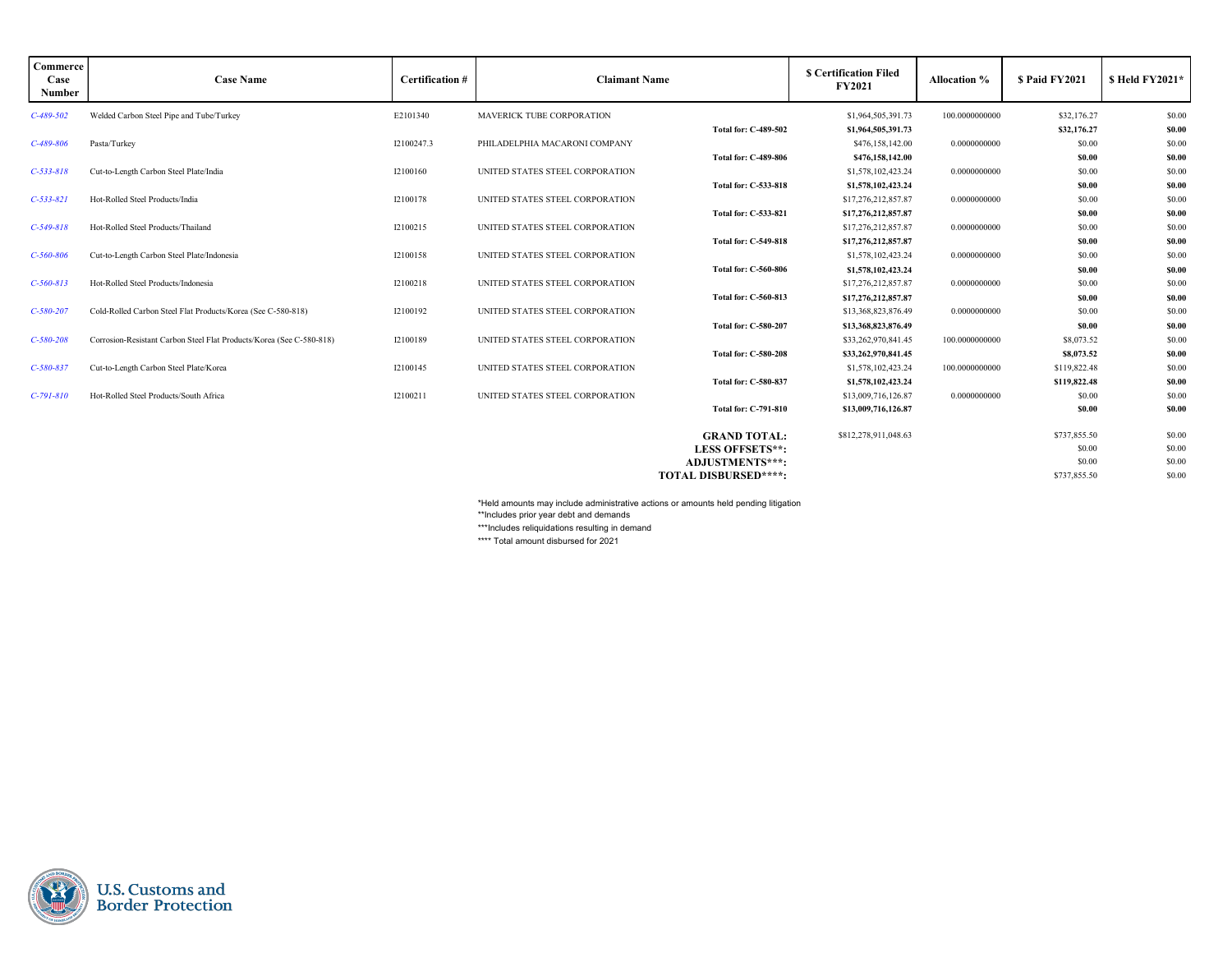| Commerce Case Number | Case Name | Certification # | Claimant Name | $ Certification Filed FY2021 | Allocation % | $ Paid FY2021 | $ Held FY2021* |
|---|---|---|---|---|---|---|---|
| C-489-502 | Welded Carbon Steel Pipe and Tube/Turkey | E2101340 | MAVERICK TUBE CORPORATION | $1,964,505,391.73 | 100.0000000000 | $32,176.27 | $0.00 |
| | | | **Total for: C-489-502** | **$1,964,505,391.73** | | **$32,176.27** | **$0.00** |
| C-489-806 | Pasta/Turkey | I2100247.3 | PHILADELPHIA MACARONI COMPANY | $476,158,142.00 | 0.0000000000 | $0.00 | $0.00 |
| | | | **Total for: C-489-806** | **$476,158,142.00** | | **$0.00** | **$0.00** |
| C-533-818 | Cut-to-Length Carbon Steel Plate/India | I2100160 | UNITED STATES STEEL CORPORATION | $1,578,102,423.24 | 0.0000000000 | $0.00 | $0.00 |
| | | | **Total for: C-533-818** | **$1,578,102,423.24** | | **$0.00** | **$0.00** |
| C-533-821 | Hot-Rolled Steel Products/India | I2100178 | UNITED STATES STEEL CORPORATION | $17,276,212,857.87 | 0.0000000000 | $0.00 | $0.00 |
| | | | **Total for: C-533-821** | **$17,276,212,857.87** | | **$0.00** | **$0.00** |
| C-549-818 | Hot-Rolled Steel Products/Thailand | I2100215 | UNITED STATES STEEL CORPORATION | $17,276,212,857.87 | 0.0000000000 | $0.00 | $0.00 |
| | | | **Total for: C-549-818** | **$17,276,212,857.87** | | **$0.00** | **$0.00** |
| C-560-806 | Cut-to-Length Carbon Steel Plate/Indonesia | I2100158 | UNITED STATES STEEL CORPORATION | $1,578,102,423.24 | 0.0000000000 | $0.00 | $0.00 |
| | | | **Total for: C-560-806** | **$1,578,102,423.24** | | **$0.00** | **$0.00** |
| C-560-813 | Hot-Rolled Steel Products/Indonesia | I2100218 | UNITED STATES STEEL CORPORATION | $17,276,212,857.87 | 0.0000000000 | $0.00 | $0.00 |
| | | | **Total for: C-560-813** | **$17,276,212,857.87** | | **$0.00** | **$0.00** |
| C-580-207 | Cold-Rolled Carbon Steel Flat Products/Korea (See C-580-818) | I2100192 | UNITED STATES STEEL CORPORATION | $13,368,823,876.49 | 0.0000000000 | $0.00 | $0.00 |
| | | | **Total for: C-580-207** | **$13,368,823,876.49** | | **$0.00** | **$0.00** |
| C-580-208 | Corrosion-Resistant Carbon Steel Flat Products/Korea (See C-580-818) | I2100189 | UNITED STATES STEEL CORPORATION | $33,262,970,841.45 | 100.0000000000 | $8,073.52 | $0.00 |
| | | | **Total for: C-580-208** | **$33,262,970,841.45** | | **$8,073.52** | **$0.00** |
| C-580-837 | Cut-to-Length Carbon Steel Plate/Korea | I2100145 | UNITED STATES STEEL CORPORATION | $1,578,102,423.24 | 100.0000000000 | $119,822.48 | $0.00 |
| | | | **Total for: C-580-837** | **$1,578,102,423.24** | | **$119,822.48** | **$0.00** |
| C-791-810 | Hot-Rolled Steel Products/South Africa | I2100211 | UNITED STATES STEEL CORPORATION | $13,009,716,126.87 | 0.0000000000 | $0.00 | $0.00 |
| | | | **Total for: C-791-810** | **$13,009,716,126.87** | | **$0.00** | **$0.00** |
| | | | **GRAND TOTAL:** | $812,278,911,048.63 | | $737,855.50 | $0.00 |
| | | | **LESS OFFSETS**:** | | | $0.00 | $0.00 |
| | | | **ADJUSTMENTS***:** | | | $0.00 | $0.00 |
| | | | **TOTAL DISBURSED****:** | | | $737,855.50 | $0.00 |

*Held amounts may include administrative actions or amounts held pending litigation

**Includes prior year debt and demands

***Includes reliquidations resulting in demand

**** Total amount disbursed for 2021

U.S. Customs and Border Protection